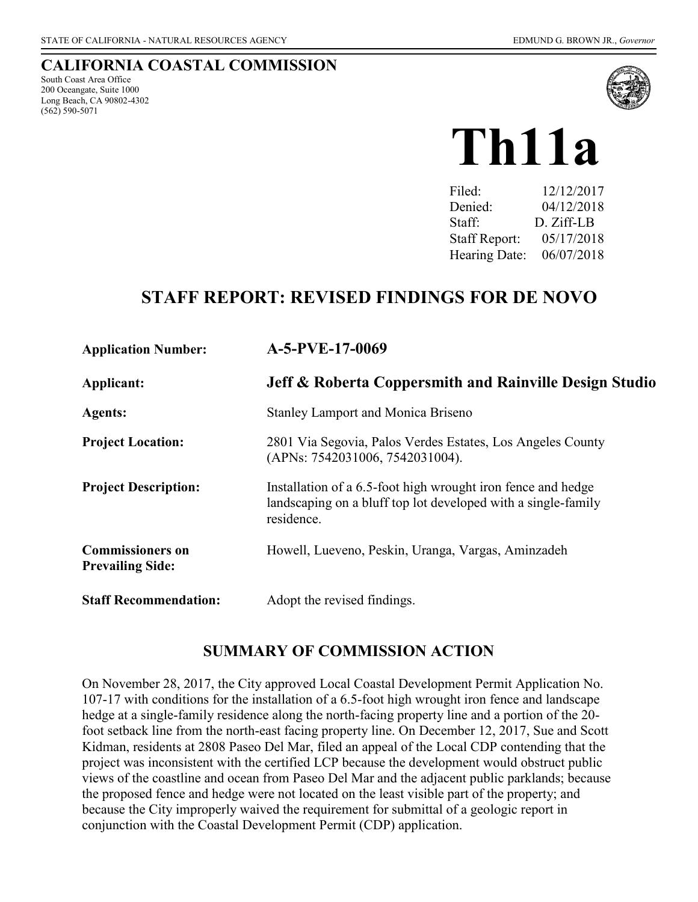STATE OF CALIFORNIA - NATURAL RESOURCES AGENCY EDMUND G. BROWN JR., *Governor*

## CALIFORNIA COASTAL COMMISSION

South Coast Area Office
200 Oceangate, Suite 1000
Long Beach, CA 90802-4302
(562) 590-5071

# Th11a

| | |
|---|---|
| Filed: | 12/12/2017 |
| Denied: | 04/12/2018 |
| Staff: | D. Ziff-LB |
| Staff Report: | 05/17/2018 |
| Hearing Date: | 06/07/2018 |

## STAFF REPORT: REVISED FINDINGS FOR DE NOVO

| | |
|---|---|
| **Application Number:** | **A-5-PVE-17-0069** |
| **Applicant:** | **Jeff & Roberta Coppersmith and Rainville Design Studio** |
| **Agents:** | Stanley Lamport and Monica Briseno |
| **Project Location:** | 2801 Via Segovia, Palos Verdes Estates, Los Angeles County (APNs: 7542031006, 7542031004). |
| **Project Description:** | Installation of a 6.5-foot high wrought iron fence and hedge landscaping on a bluff top lot developed with a single-family residence. |
| **Commissioners on Prevailing Side:** | Howell, Lueveno, Peskin, Uranga, Vargas, Aminzadeh |
| **Staff Recommendation:** | Adopt the revised findings. |

### SUMMARY OF COMMISSION ACTION

On November 28, 2017, the City approved Local Coastal Development Permit Application No. 107-17 with conditions for the installation of a 6.5-foot high wrought iron fence and landscape hedge at a single-family residence along the north-facing property line and a portion of the 20-foot setback line from the north-east facing property line. On December 12, 2017, Sue and Scott Kidman, residents at 2808 Paseo Del Mar, filed an appeal of the Local CDP contending that the project was inconsistent with the certified LCP because the development would obstruct public views of the coastline and ocean from Paseo Del Mar and the adjacent public parklands; because the proposed fence and hedge were not located on the least visible part of the property; and because the City improperly waived the requirement for submittal of a geologic report in conjunction with the Coastal Development Permit (CDP) application.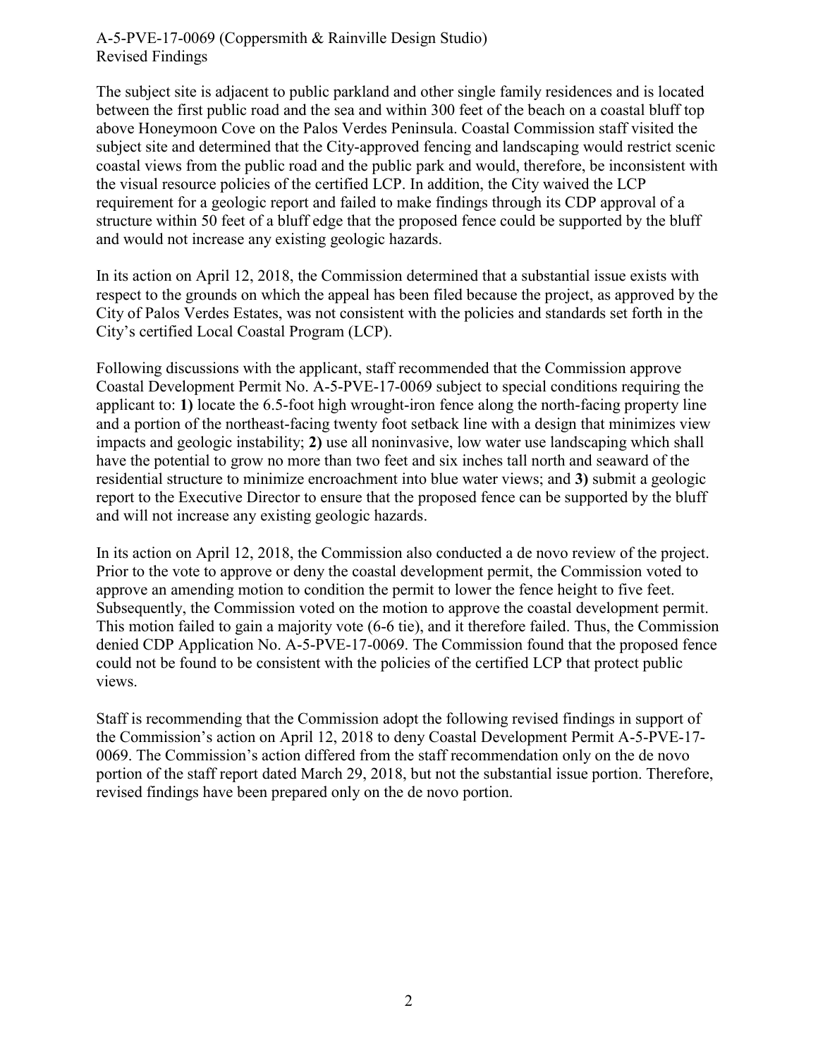The subject site is adjacent to public parkland and other single family residences and is located between the first public road and the sea and within 300 feet of the beach on a coastal bluff top above Honeymoon Cove on the Palos Verdes Peninsula. Coastal Commission staff visited the subject site and determined that the City-approved fencing and landscaping would restrict scenic coastal views from the public road and the public park and would, therefore, be inconsistent with the visual resource policies of the certified LCP. In addition, the City waived the LCP requirement for a geologic report and failed to make findings through its CDP approval of a structure within 50 feet of a bluff edge that the proposed fence could be supported by the bluff and would not increase any existing geologic hazards.

In its action on April 12, 2018, the Commission determined that a substantial issue exists with respect to the grounds on which the appeal has been filed because the project, as approved by the City of Palos Verdes Estates, was not consistent with the policies and standards set forth in the City's certified Local Coastal Program (LCP).

Following discussions with the applicant, staff recommended that the Commission approve Coastal Development Permit No. A-5-PVE-17-0069 subject to special conditions requiring the applicant to: **1)** locate the 6.5-foot high wrought-iron fence along the north-facing property line and a portion of the northeast-facing twenty foot setback line with a design that minimizes view impacts and geologic instability; **2)** use all noninvasive, low water use landscaping which shall have the potential to grow no more than two feet and six inches tall north and seaward of the residential structure to minimize encroachment into blue water views; and **3)** submit a geologic report to the Executive Director to ensure that the proposed fence can be supported by the bluff and will not increase any existing geologic hazards.

In its action on April 12, 2018, the Commission also conducted a de novo review of the project. Prior to the vote to approve or deny the coastal development permit, the Commission voted to approve an amending motion to condition the permit to lower the fence height to five feet. Subsequently, the Commission voted on the motion to approve the coastal development permit. This motion failed to gain a majority vote (6-6 tie), and it therefore failed. Thus, the Commission denied CDP Application No. A-5-PVE-17-0069. The Commission found that the proposed fence could not be found to be consistent with the policies of the certified LCP that protect public views.

Staff is recommending that the Commission adopt the following revised findings in support of the Commission's action on April 12, 2018 to deny Coastal Development Permit A-5-PVE-17-0069. The Commission's action differed from the staff recommendation only on the de novo portion of the staff report dated March 29, 2018, but not the substantial issue portion. Therefore, revised findings have been prepared only on the de novo portion.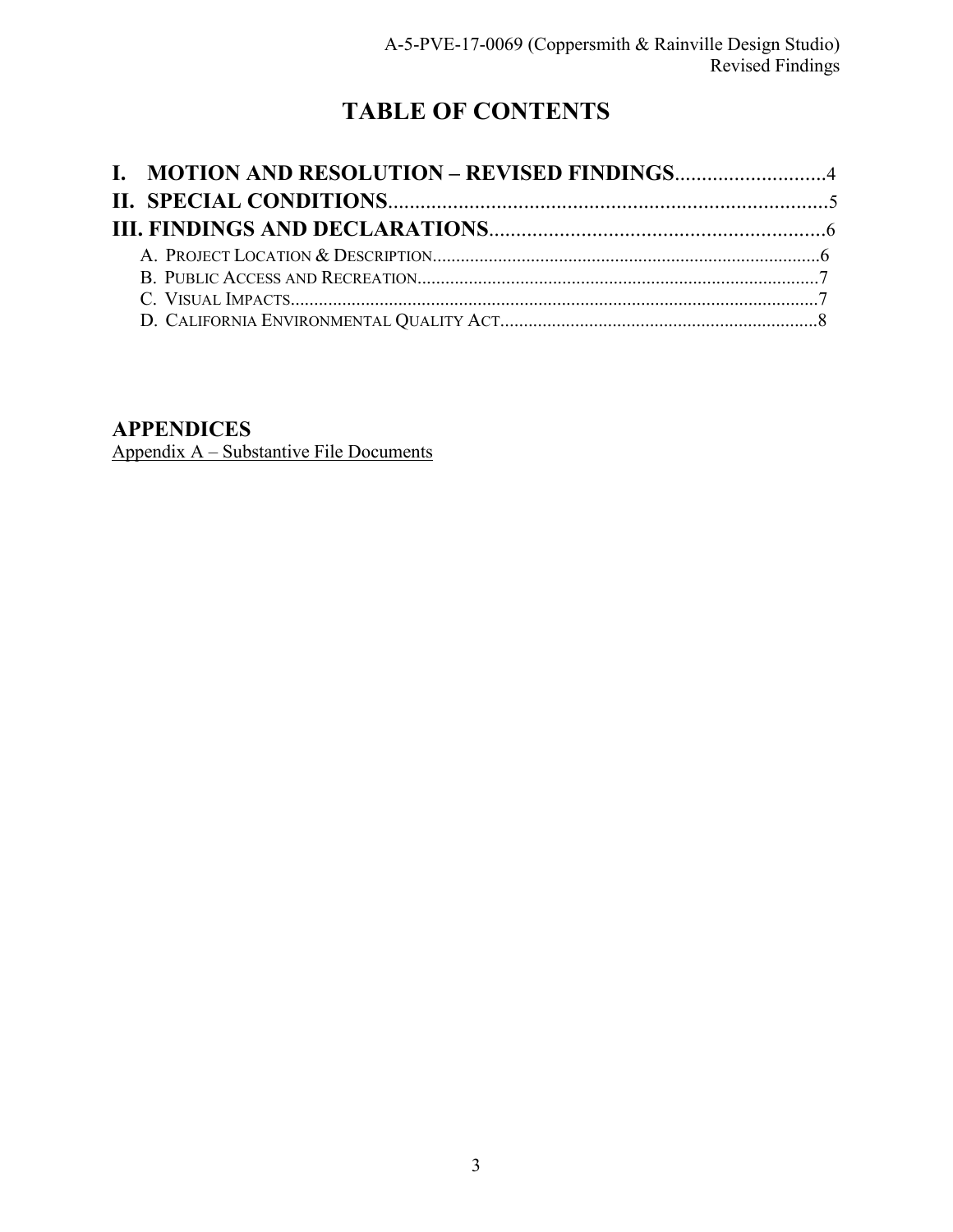# TABLE OF CONTENTS

**I. MOTION AND RESOLUTION – REVISED FINDINGS**............................4

**II. SPECIAL CONDITIONS**..................................................................................5

**III. FINDINGS AND DECLARATIONS**..............................................................6

- A. PROJECT LOCATION & DESCRIPTION....................................................................................6
- B. PUBLIC ACCESS AND RECREATION.......................................................................................7
- C. VISUAL IMPACTS..................................................................................................................7
- D. CALIFORNIA ENVIRONMENTAL QUALITY ACT.....................................................................8

## APPENDICES

Appendix A – Substantive File Documents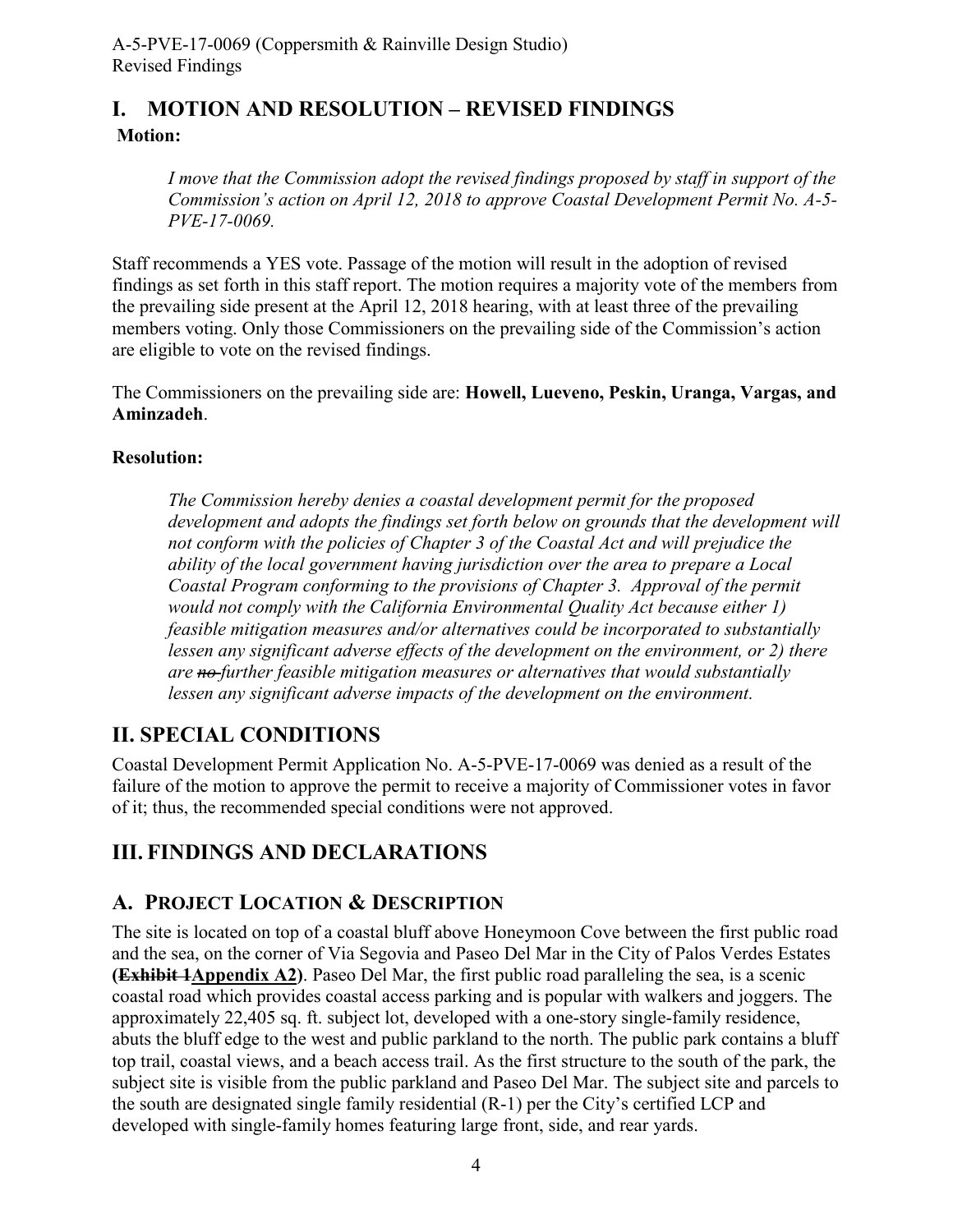# I. MOTION AND RESOLUTION – REVISED FINDINGS

**Motion:**

> *I move that the Commission adopt the revised findings proposed by staff in support of the Commission's action on April 12, 2018 to approve Coastal Development Permit No. A-5-PVE-17-0069.*

Staff recommends a YES vote. Passage of the motion will result in the adoption of revised findings as set forth in this staff report. The motion requires a majority vote of the members from the prevailing side present at the April 12, 2018 hearing, with at least three of the prevailing members voting. Only those Commissioners on the prevailing side of the Commission's action are eligible to vote on the revised findings.

The Commissioners on the prevailing side are: **Howell, Lueveno, Peskin, Uranga, Vargas, and Aminzadeh**.

**Resolution:**

> *The Commission hereby denies a coastal development permit for the proposed development and adopts the findings set forth below on grounds that the development will not conform with the policies of Chapter 3 of the Coastal Act and will prejudice the ability of the local government having jurisdiction over the area to prepare a Local Coastal Program conforming to the provisions of Chapter 3. Approval of the permit would not comply with the California Environmental Quality Act because either 1) feasible mitigation measures and/or alternatives could be incorporated to substantially lessen any significant adverse effects of the development on the environment, or 2) there are ~~no~~ further feasible mitigation measures or alternatives that would substantially lessen any significant adverse impacts of the development on the environment.*

# II. SPECIAL CONDITIONS

Coastal Development Permit Application No. A-5-PVE-17-0069 was denied as a result of the failure of the motion to approve the permit to receive a majority of Commissioner votes in favor of it; thus, the recommended special conditions were not approved.

# III. FINDINGS AND DECLARATIONS

## A. PROJECT LOCATION & DESCRIPTION

The site is located on top of a coastal bluff above Honeymoon Cove between the first public road and the sea, on the corner of Via Segovia and Paseo Del Mar in the City of Palos Verdes Estates **(~~Exhibit 1~~<u>Appendix A2</u>)**. Paseo Del Mar, the first public road paralleling the sea, is a scenic coastal road which provides coastal access parking and is popular with walkers and joggers. The approximately 22,405 sq. ft. subject lot, developed with a one-story single-family residence, abuts the bluff edge to the west and public parkland to the north. The public park contains a bluff top trail, coastal views, and a beach access trail. As the first structure to the south of the park, the subject site is visible from the public parkland and Paseo Del Mar. The subject site and parcels to the south are designated single family residential (R-1) per the City's certified LCP and developed with single-family homes featuring large front, side, and rear yards.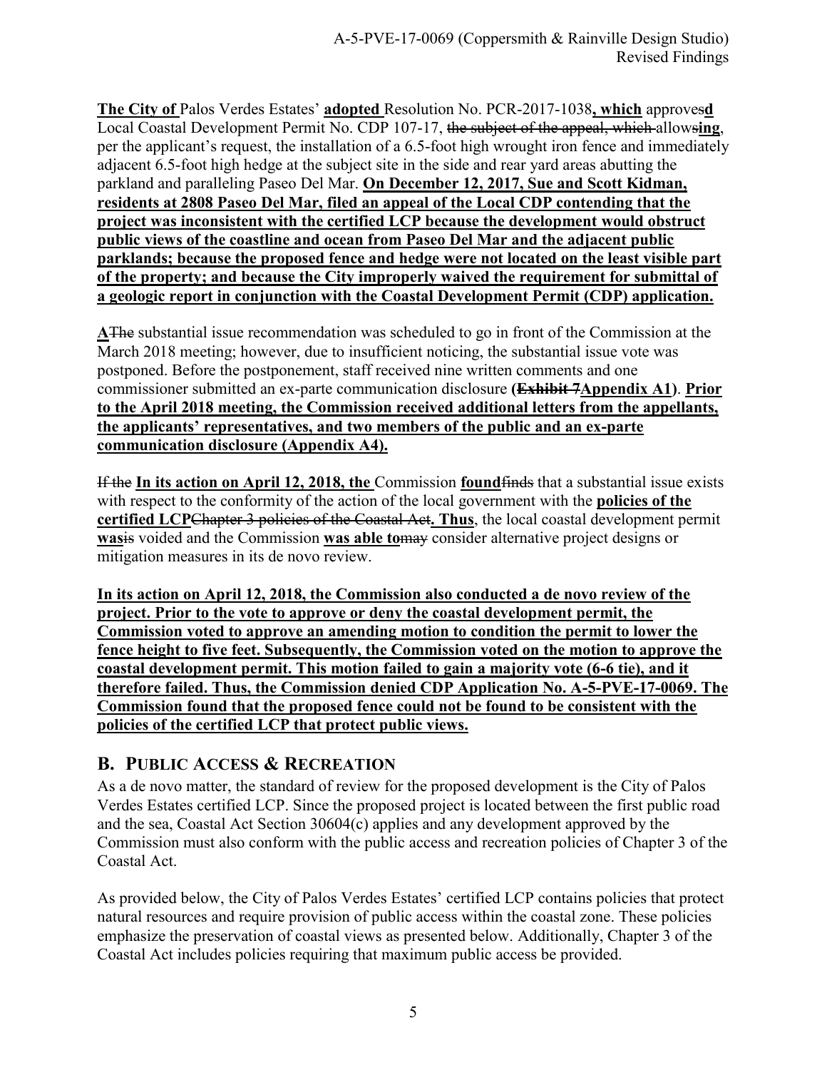**The City of** Palos Verdes Estates' **adopted** Resolution No. PCR-2017-1038**, which** approves**d** Local Coastal Development Permit No. CDP 107-17, ~~the subject of the appeal, which~~ allows**ing**, per the applicant's request, the installation of a 6.5-foot high wrought iron fence and immediately adjacent 6.5-foot high hedge at the subject site in the side and rear yard areas abutting the parkland and paralleling Paseo Del Mar. **On December 12, 2017, Sue and Scott Kidman, residents at 2808 Paseo Del Mar, filed an appeal of the Local CDP contending that the project was inconsistent with the certified LCP because the development would obstruct public views of the coastline and ocean from Paseo Del Mar and the adjacent public parklands; because the proposed fence and hedge were not located on the least visible part of the property; and because the City improperly waived the requirement for submittal of a geologic report in conjunction with the Coastal Development Permit (CDP) application.**

**A**~~The~~ substantial issue recommendation was scheduled to go in front of the Commission at the March 2018 meeting; however, due to insufficient noticing, the substantial issue vote was postponed. Before the postponement, staff received nine written comments and one commissioner submitted an ex-parte communication disclosure **(~~Exhibit 7~~Appendix A1)**. **Prior to the April 2018 meeting, the Commission received additional letters from the appellants, the applicants' representatives, and two members of the public and an ex-parte communication disclosure (Appendix A4).**

~~If the~~ **In its action on April 12, 2018, the** Commission **found**~~finds~~ that a substantial issue exists with respect to the conformity of the action of the local government with the **policies of the certified LCP**~~Chapter 3 policies of the Coastal Act~~**. Thus**, the local coastal development permit **was**~~is~~ voided and the Commission **was able to**~~may~~ consider alternative project designs or mitigation measures in its de novo review.

**In its action on April 12, 2018, the Commission also conducted a de novo review of the project. Prior to the vote to approve or deny the coastal development permit, the Commission voted to approve an amending motion to condition the permit to lower the fence height to five feet. Subsequently, the Commission voted on the motion to approve the coastal development permit. This motion failed to gain a majority vote (6-6 tie), and it therefore failed. Thus, the Commission denied CDP Application No. A-5-PVE-17-0069. The Commission found that the proposed fence could not be found to be consistent with the policies of the certified LCP that protect public views.**

## B. Public Access & Recreation

As a de novo matter, the standard of review for the proposed development is the City of Palos Verdes Estates certified LCP. Since the proposed project is located between the first public road and the sea, Coastal Act Section 30604(c) applies and any development approved by the Commission must also conform with the public access and recreation policies of Chapter 3 of the Coastal Act.

As provided below, the City of Palos Verdes Estates' certified LCP contains policies that protect natural resources and require provision of public access within the coastal zone. These policies emphasize the preservation of coastal views as presented below. Additionally, Chapter 3 of the Coastal Act includes policies requiring that maximum public access be provided.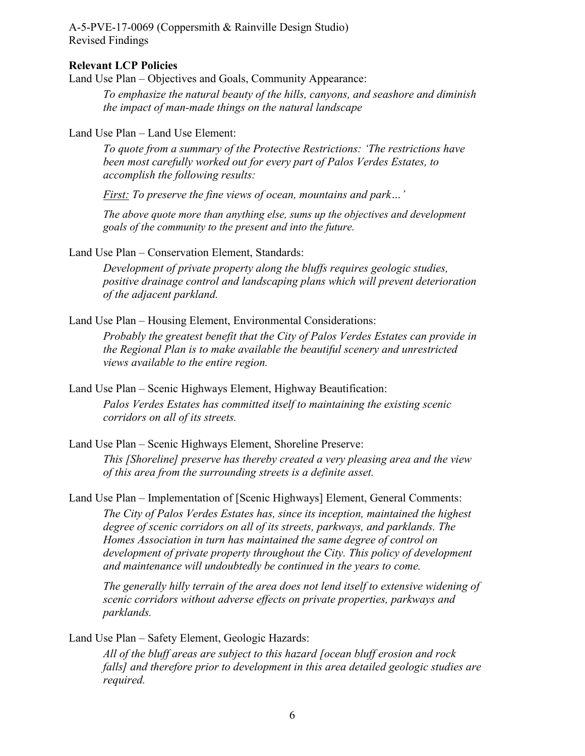**Relevant LCP Policies**

Land Use Plan – Objectives and Goals, Community Appearance:

> *To emphasize the natural beauty of the hills, canyons, and seashore and diminish the impact of man-made things on the natural landscape*

Land Use Plan – Land Use Element:

> *To quote from a summary of the Protective Restrictions: 'The restrictions have been most carefully worked out for every part of Palos Verdes Estates, to accomplish the following results:*
>
> *First: To preserve the fine views of ocean, mountains and park…'*
>
> *The above quote more than anything else, sums up the objectives and development goals of the community to the present and into the future.*

Land Use Plan – Conservation Element, Standards:

> *Development of private property along the bluffs requires geologic studies, positive drainage control and landscaping plans which will prevent deterioration of the adjacent parkland.*

Land Use Plan – Housing Element, Environmental Considerations:

> *Probably the greatest benefit that the City of Palos Verdes Estates can provide in the Regional Plan is to make available the beautiful scenery and unrestricted views available to the entire region.*

Land Use Plan – Scenic Highways Element, Highway Beautification:

> *Palos Verdes Estates has committed itself to maintaining the existing scenic corridors on all of its streets.*

Land Use Plan – Scenic Highways Element, Shoreline Preserve:

> *This [Shoreline] preserve has thereby created a very pleasing area and the view of this area from the surrounding streets is a definite asset.*

Land Use Plan – Implementation of [Scenic Highways] Element, General Comments:

> *The City of Palos Verdes Estates has, since its inception, maintained the highest degree of scenic corridors on all of its streets, parkways, and parklands. The Homes Association in turn has maintained the same degree of control on development of private property throughout the City. This policy of development and maintenance will undoubtedly be continued in the years to come.*
>
> *The generally hilly terrain of the area does not lend itself to extensive widening of scenic corridors without adverse effects on private properties, parkways and parklands.*

Land Use Plan – Safety Element, Geologic Hazards:

> *All of the bluff areas are subject to this hazard [ocean bluff erosion and rock falls] and therefore prior to development in this area detailed geologic studies are required.*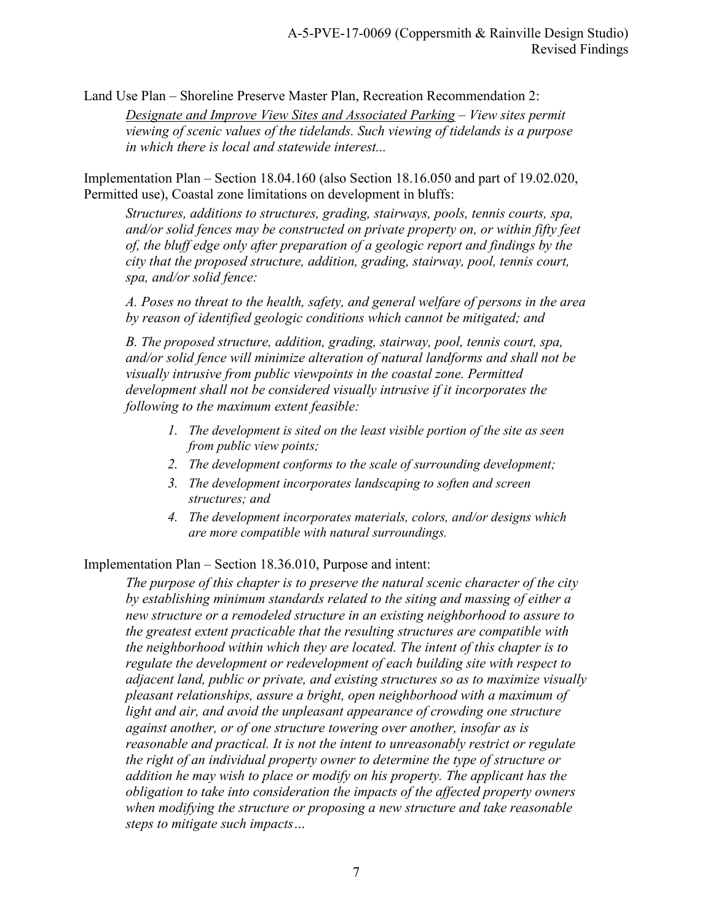Land Use Plan – Shoreline Preserve Master Plan, Recreation Recommendation 2:

> *<u>Designate and Improve View Sites and Associated Parking</u> – View sites permit viewing of scenic values of the tidelands. Such viewing of tidelands is a purpose in which there is local and statewide interest...*

Implementation Plan – Section 18.04.160 (also Section 18.16.050 and part of 19.02.020, Permitted use), Coastal zone limitations on development in bluffs:

> *Structures, additions to structures, grading, stairways, pools, tennis courts, spa, and/or solid fences may be constructed on private property on, or within fifty feet of, the bluff edge only after preparation of a geologic report and findings by the city that the proposed structure, addition, grading, stairway, pool, tennis court, spa, and/or solid fence:*
>
> *A. Poses no threat to the health, safety, and general welfare of persons in the area by reason of identified geologic conditions which cannot be mitigated; and*
>
> *B. The proposed structure, addition, grading, stairway, pool, tennis court, spa, and/or solid fence will minimize alteration of natural landforms and shall not be visually intrusive from public viewpoints in the coastal zone. Permitted development shall not be considered visually intrusive if it incorporates the following to the maximum extent feasible:*
>
> 1. *The development is sited on the least visible portion of the site as seen from public view points;*
> 2. *The development conforms to the scale of surrounding development;*
> 3. *The development incorporates landscaping to soften and screen structures; and*
> 4. *The development incorporates materials, colors, and/or designs which are more compatible with natural surroundings.*

Implementation Plan – Section 18.36.010, Purpose and intent:

> *The purpose of this chapter is to preserve the natural scenic character of the city by establishing minimum standards related to the siting and massing of either a new structure or a remodeled structure in an existing neighborhood to assure to the greatest extent practicable that the resulting structures are compatible with the neighborhood within which they are located. The intent of this chapter is to regulate the development or redevelopment of each building site with respect to adjacent land, public or private, and existing structures so as to maximize visually pleasant relationships, assure a bright, open neighborhood with a maximum of light and air, and avoid the unpleasant appearance of crowding one structure against another, or of one structure towering over another, insofar as is reasonable and practical. It is not the intent to unreasonably restrict or regulate the right of an individual property owner to determine the type of structure or addition he may wish to place or modify on his property. The applicant has the obligation to take into consideration the impacts of the affected property owners when modifying the structure or proposing a new structure and take reasonable steps to mitigate such impacts…*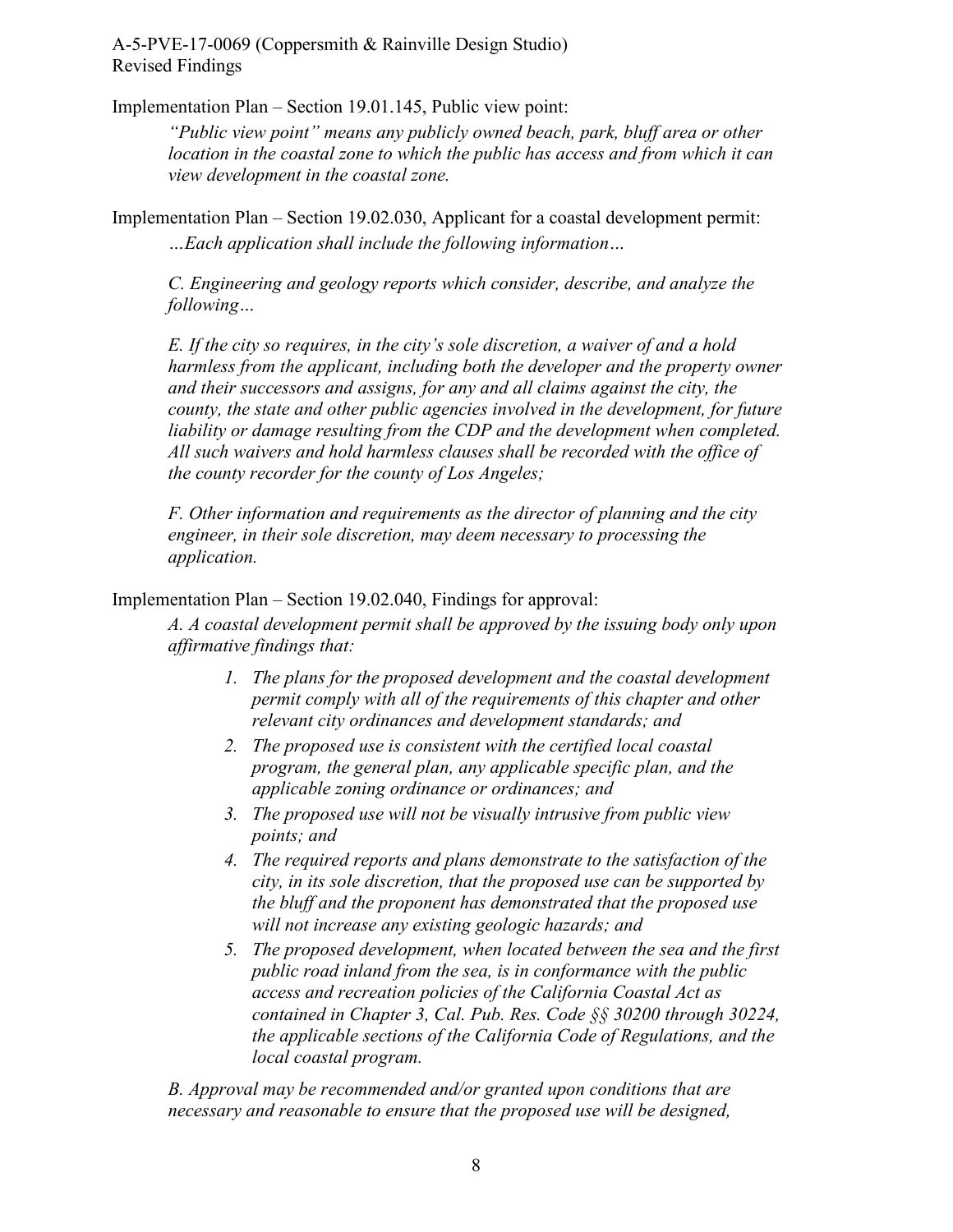Implementation Plan – Section 19.01.145, Public view point:

> *"Public view point" means any publicly owned beach, park, bluff area or other location in the coastal zone to which the public has access and from which it can view development in the coastal zone.*

Implementation Plan – Section 19.02.030, Applicant for a coastal development permit:

> *…Each application shall include the following information…*
>
> *C. Engineering and geology reports which consider, describe, and analyze the following…*
>
> *E. If the city so requires, in the city's sole discretion, a waiver of and a hold harmless from the applicant, including both the developer and the property owner and their successors and assigns, for any and all claims against the city, the county, the state and other public agencies involved in the development, for future liability or damage resulting from the CDP and the development when completed. All such waivers and hold harmless clauses shall be recorded with the office of the county recorder for the county of Los Angeles;*
>
> *F. Other information and requirements as the director of planning and the city engineer, in their sole discretion, may deem necessary to processing the application.*

Implementation Plan – Section 19.02.040, Findings for approval:

> *A. A coastal development permit shall be approved by the issuing body only upon affirmative findings that:*
>
> 1. *The plans for the proposed development and the coastal development permit comply with all of the requirements of this chapter and other relevant city ordinances and development standards; and*
> 2. *The proposed use is consistent with the certified local coastal program, the general plan, any applicable specific plan, and the applicable zoning ordinance or ordinances; and*
> 3. *The proposed use will not be visually intrusive from public view points; and*
> 4. *The required reports and plans demonstrate to the satisfaction of the city, in its sole discretion, that the proposed use can be supported by the bluff and the proponent has demonstrated that the proposed use will not increase any existing geologic hazards; and*
> 5. *The proposed development, when located between the sea and the first public road inland from the sea, is in conformance with the public access and recreation policies of the California Coastal Act as contained in Chapter 3, Cal. Pub. Res. Code §§ 30200 through 30224, the applicable sections of the California Code of Regulations, and the local coastal program.*
>
> *B. Approval may be recommended and/or granted upon conditions that are necessary and reasonable to ensure that the proposed use will be designed,*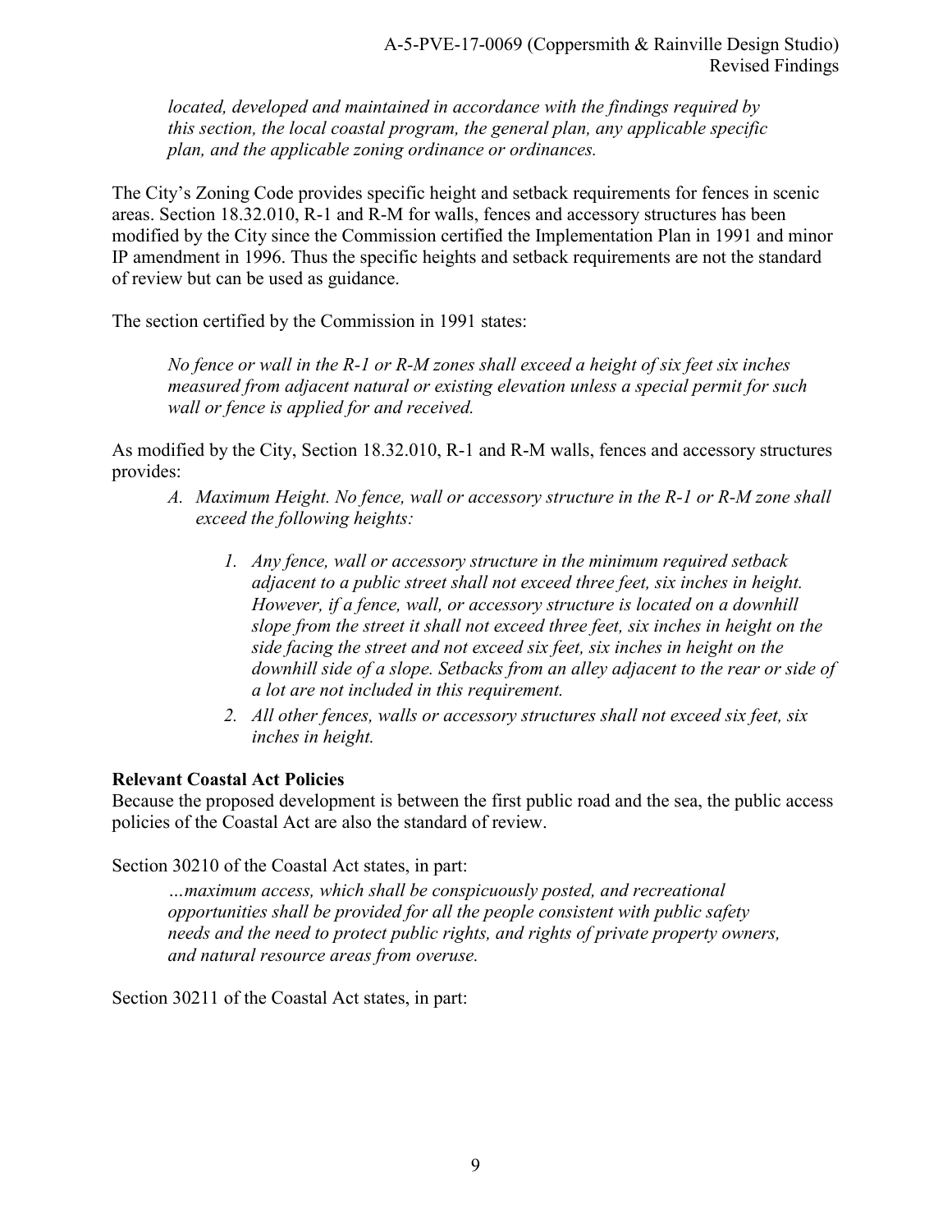*located, developed and maintained in accordance with the findings required by this section, the local coastal program, the general plan, any applicable specific plan, and the applicable zoning ordinance or ordinances.*

The City's Zoning Code provides specific height and setback requirements for fences in scenic areas. Section 18.32.010, R-1 and R-M for walls, fences and accessory structures has been modified by the City since the Commission certified the Implementation Plan in 1991 and minor IP amendment in 1996. Thus the specific heights and setback requirements are not the standard of review but can be used as guidance.

The section certified by the Commission in 1991 states:

> *No fence or wall in the R-1 or R-M zones shall exceed a height of six feet six inches measured from adjacent natural or existing elevation unless a special permit for such wall or fence is applied for and received.*

As modified by the City, Section 18.32.010, R-1 and R-M walls, fences and accessory structures provides:

A. *Maximum Height. No fence, wall or accessory structure in the R-1 or R-M zone shall exceed the following heights:*

    1. *Any fence, wall or accessory structure in the minimum required setback adjacent to a public street shall not exceed three feet, six inches in height. However, if a fence, wall, or accessory structure is located on a downhill slope from the street it shall not exceed three feet, six inches in height on the side facing the street and not exceed six feet, six inches in height on the downhill side of a slope. Setbacks from an alley adjacent to the rear or side of a lot are not included in this requirement.*
    2. *All other fences, walls or accessory structures shall not exceed six feet, six inches in height.*

**Relevant Coastal Act Policies**

Because the proposed development is between the first public road and the sea, the public access policies of the Coastal Act are also the standard of review.

Section 30210 of the Coastal Act states, in part:

> *…maximum access, which shall be conspicuously posted, and recreational opportunities shall be provided for all the people consistent with public safety needs and the need to protect public rights, and rights of private property owners, and natural resource areas from overuse.*

Section 30211 of the Coastal Act states, in part: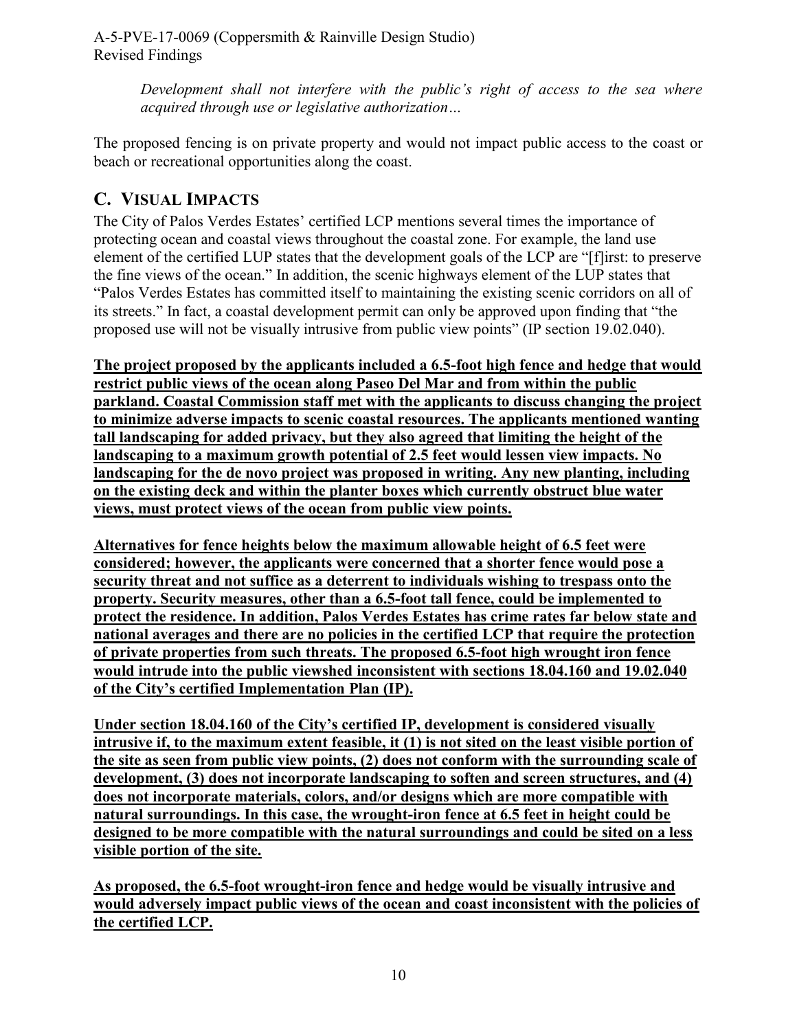*Development shall not interfere with the public's right of access to the sea where acquired through use or legislative authorization…*

The proposed fencing is on private property and would not impact public access to the coast or beach or recreational opportunities along the coast.

## C. VISUAL IMPACTS

The City of Palos Verdes Estates' certified LCP mentions several times the importance of protecting ocean and coastal views throughout the coastal zone. For example, the land use element of the certified LUP states that the development goals of the LCP are "[f]irst: to preserve the fine views of the ocean." In addition, the scenic highways element of the LUP states that "Palos Verdes Estates has committed itself to maintaining the existing scenic corridors on all of its streets." In fact, a coastal development permit can only be approved upon finding that "the proposed use will not be visually intrusive from public view points" (IP section 19.02.040).

**The project proposed by the applicants included a 6.5-foot high fence and hedge that would restrict public views of the ocean along Paseo Del Mar and from within the public parkland. Coastal Commission staff met with the applicants to discuss changing the project to minimize adverse impacts to scenic coastal resources. The applicants mentioned wanting tall landscaping for added privacy, but they also agreed that limiting the height of the landscaping to a maximum growth potential of 2.5 feet would lessen view impacts. No landscaping for the de novo project was proposed in writing. Any new planting, including on the existing deck and within the planter boxes which currently obstruct blue water views, must protect views of the ocean from public view points.**

**Alternatives for fence heights below the maximum allowable height of 6.5 feet were considered; however, the applicants were concerned that a shorter fence would pose a security threat and not suffice as a deterrent to individuals wishing to trespass onto the property. Security measures, other than a 6.5-foot tall fence, could be implemented to protect the residence. In addition, Palos Verdes Estates has crime rates far below state and national averages and there are no policies in the certified LCP that require the protection of private properties from such threats. The proposed 6.5-foot high wrought iron fence would intrude into the public viewshed inconsistent with sections 18.04.160 and 19.02.040 of the City's certified Implementation Plan (IP).**

**Under section 18.04.160 of the City's certified IP, development is considered visually intrusive if, to the maximum extent feasible, it (1) is not sited on the least visible portion of the site as seen from public view points, (2) does not conform with the surrounding scale of development, (3) does not incorporate landscaping to soften and screen structures, and (4) does not incorporate materials, colors, and/or designs which are more compatible with natural surroundings. In this case, the wrought-iron fence at 6.5 feet in height could be designed to be more compatible with the natural surroundings and could be sited on a less visible portion of the site.**

**As proposed, the 6.5-foot wrought-iron fence and hedge would be visually intrusive and would adversely impact public views of the ocean and coast inconsistent with the policies of the certified LCP.**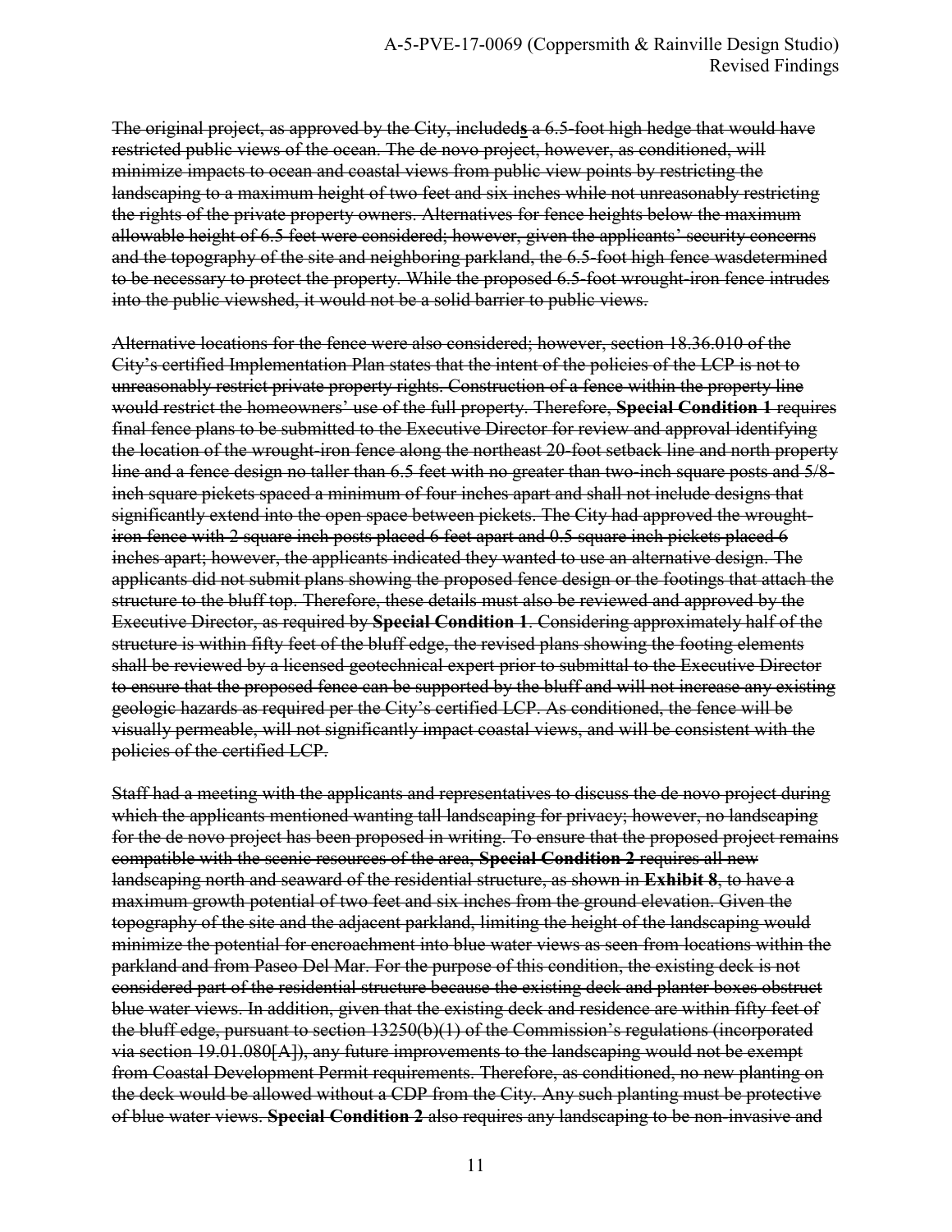~~The original project, as approved by the City, included~~**s** ~~a 6.5-foot high hedge that would have restricted public views of the ocean. The de novo project, however, as conditioned, will minimize impacts to ocean and coastal views from public view points by restricting the landscaping to a maximum height of two feet and six inches while not unreasonably restricting the rights of the private property owners. Alternatives for fence heights below the maximum allowable height of 6.5 feet were considered; however, given the applicants' security concerns and the topography of the site and neighboring parkland, the 6.5-foot high fence wasdetermined to be necessary to protect the property. While the proposed 6.5-foot wrought-iron fence intrudes into the public viewshed, it would not be a solid barrier to public views.~~

~~Alternative locations for the fence were also considered; however, section 18.36.010 of the City's certified Implementation Plan states that the intent of the policies of the LCP is not to unreasonably restrict private property rights. Construction of a fence within the property line would restrict the homeowners' use of the full property. Therefore,~~ ~~**Special Condition 1**~~ ~~requires final fence plans to be submitted to the Executive Director for review and approval identifying the location of the wrought-iron fence along the northeast 20-foot setback line and north property line and a fence design no taller than 6.5 feet with no greater than two-inch square posts and 5/8-inch square pickets spaced a minimum of four inches apart and shall not include designs that significantly extend into the open space between pickets. The City had approved the wrought-iron fence with 2 square inch posts placed 6 feet apart and 0.5 square inch pickets placed 6 inches apart; however, the applicants indicated they wanted to use an alternative design. The applicants did not submit plans showing the proposed fence design or the footings that attach the structure to the bluff top. Therefore, these details must also be reviewed and approved by the Executive Director, as required by~~ ~~**Special Condition 1**~~~~. Considering approximately half of the structure is within fifty feet of the bluff edge, the revised plans showing the footing elements shall be reviewed by a licensed geotechnical expert prior to submittal to the Executive Director to ensure that the proposed fence can be supported by the bluff and will not increase any existing geologic hazards as required per the City's certified LCP. As conditioned, the fence will be visually permeable, will not significantly impact coastal views, and will be consistent with the policies of the certified LCP.~~

~~Staff had a meeting with the applicants and representatives to discuss the de novo project during which the applicants mentioned wanting tall landscaping for privacy; however, no landscaping for the de novo project has been proposed in writing. To ensure that the proposed project remains compatible with the scenic resources of the area,~~ ~~**Special Condition 2**~~ ~~requires all new landscaping north and seaward of the residential structure, as shown in~~ ~~**Exhibit 8**~~~~, to have a maximum growth potential of two feet and six inches from the ground elevation. Given the topography of the site and the adjacent parkland, limiting the height of the landscaping would minimize the potential for encroachment into blue water views as seen from locations within the parkland and from Paseo Del Mar. For the purpose of this condition, the existing deck is not considered part of the residential structure because the existing deck and planter boxes obstruct blue water views. In addition, given that the existing deck and residence are within fifty feet of the bluff edge, pursuant to section 13250(b)(1) of the Commission's regulations (incorporated via section 19.01.080[A]), any future improvements to the landscaping would not be exempt from Coastal Development Permit requirements. Therefore, as conditioned, no new planting on the deck would be allowed without a CDP from the City. Any such planting must be protective of blue water views.~~ ~~**Special Condition 2**~~ ~~also requires any landscaping to be non-invasive and~~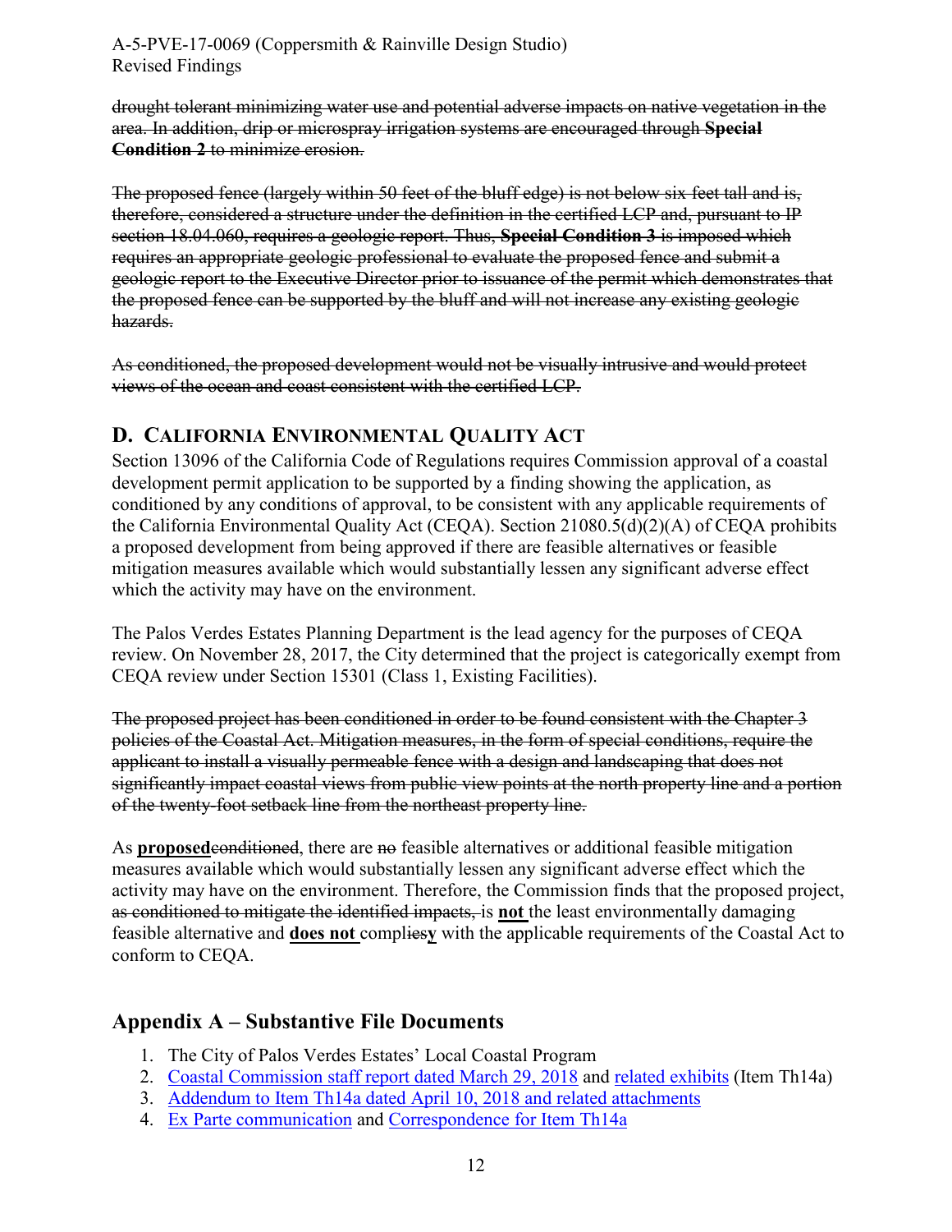~~drought tolerant minimizing water use and potential adverse impacts on native vegetation in the area. In addition, drip or microspray irrigation systems are encouraged through **Special Condition 2** to minimize erosion.~~

~~The proposed fence (largely within 50 feet of the bluff edge) is not below six feet tall and is, therefore, considered a structure under the definition in the certified LCP and, pursuant to IP section 18.04.060, requires a geologic report. Thus, **Special Condition 3** is imposed which requires an appropriate geologic professional to evaluate the proposed fence and submit a geologic report to the Executive Director prior to issuance of the permit which demonstrates that the proposed fence can be supported by the bluff and will not increase any existing geologic hazards.~~

~~As conditioned, the proposed development would not be visually intrusive and would protect views of the ocean and coast consistent with the certified LCP.~~

## D. CALIFORNIA ENVIRONMENTAL QUALITY ACT

Section 13096 of the California Code of Regulations requires Commission approval of a coastal development permit application to be supported by a finding showing the application, as conditioned by any conditions of approval, to be consistent with any applicable requirements of the California Environmental Quality Act (CEQA). Section 21080.5(d)(2)(A) of CEQA prohibits a proposed development from being approved if there are feasible alternatives or feasible mitigation measures available which would substantially lessen any significant adverse effect which the activity may have on the environment.

The Palos Verdes Estates Planning Department is the lead agency for the purposes of CEQA review. On November 28, 2017, the City determined that the project is categorically exempt from CEQA review under Section 15301 (Class 1, Existing Facilities).

~~The proposed project has been conditioned in order to be found consistent with the Chapter 3 policies of the Coastal Act. Mitigation measures, in the form of special conditions, require the applicant to install a visually permeable fence with a design and landscaping that does not significantly impact coastal views from public view points at the north property line and a portion of the twenty-foot setback line from the northeast property line.~~

As <u>**proposed**</u>~~conditioned~~, there are ~~no~~ feasible alternatives or additional feasible mitigation measures available which would substantially lessen any significant adverse effect which the activity may have on the environment. Therefore, the Commission finds that the proposed project, ~~as conditioned to mitigate the identified impacts,~~ is <u>**not**</u> the least environmentally damaging feasible alternative and <u>**does not**</u> compli~~es~~<u>**y**</u> with the applicable requirements of the Coastal Act to conform to CEQA.

## Appendix A – Substantive File Documents

1. The City of Palos Verdes Estates' Local Coastal Program
2. Coastal Commission staff report dated March 29, 2018 and related exhibits (Item Th14a)
3. Addendum to Item Th14a dated April 10, 2018 and related attachments
4. Ex Parte communication and Correspondence for Item Th14a